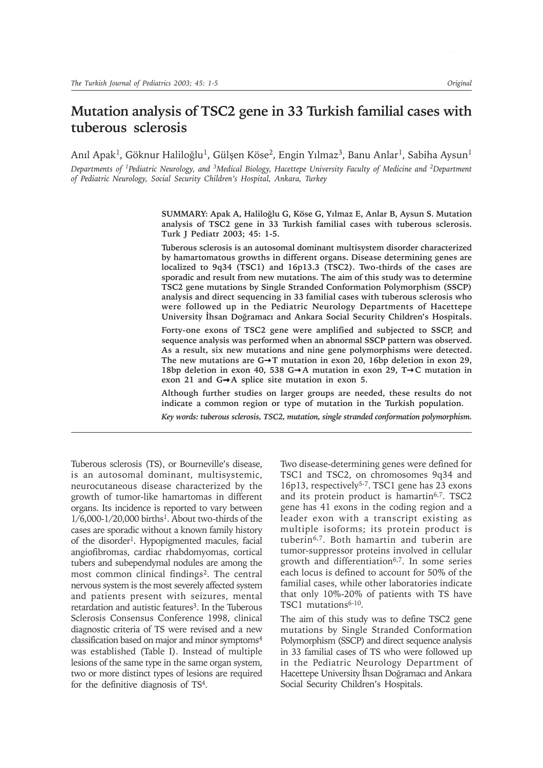# Mutation analysis of TSC2 gene in 33 Turkish familial cases with tuberous sclerosis

Anıl Apak[1], Göknur Haliloğlu[1], Gülşen Köse[2], Engin Yılmaz[3], Banu Anlar[1], Sabiha Aysun[1]

*Departments of [1]Pediatric Neurology, and [3]Medical Biology, Hacettepe University Faculty of Medicine and [2]Department of Pediatric Neurology, Social Security Children's Hospital, Ankara, Turkey*

**SUMMARY: Apak A, Haliloğlu G, Köse G, Yılmaz E, Anlar B, Aysun S. Mutation analysis of TSC2 gene in 33 Turkish familial cases with tuberous sclerosis. Turk J Pediatr 2003; 45: 1-5.**

**Tuberous sclerosis is an autosomal dominant multisystem disorder characterized by hamartomatous growths in different organs. Disease determining genes are localized to 9q34 (TSC1) and 16p13.3 (TSC2). Two-thirds of the cases are sporadic and result from new mutations. The aim of this study was to determine TSC2 gene mutations by Single Stranded Conformation Polymorphism (SSCP) analysis and direct sequencing in 33 familial cases with tuberous sclerosis who were followed up in the Pediatric Neurology Departments of Hacettepe University İhsan Doğramacı and Ankara Social Security Children's Hospitals.**

**Forty-one exons of TSC2 gene were amplified and subjected to SSCP, and sequence analysis was performed when an abnormal SSCP pattern was observed. As a result, six new mutations and nine gene polymorphisms were detected. The new mutations are G→T mutation in exon 20, 16bp deletion in exon 29, 18bp deletion in exon 40, 538 G→A mutation in exon 29, T→C mutation in exon 21 and G→A splice site mutation in exon 5.**

**Although further studies on larger groups are needed, these results do not indicate a common region or type of mutation in the Turkish population.**

***Key words: tuberous sclerosis, TSC2, mutation, single stranded conformation polymorphism.***

---

Tuberous sclerosis (TS), or Bourneville's disease, is an autosomal dominant, multisystemic, neurocutaneous disease characterized by the growth of tumor-like hamartomas in different organs. Its incidence is reported to vary between 1/6,000-1/20,000 births[1]. About two-thirds of the cases are sporadic without a known family history of the disorder[1]. Hypopigmented macules, facial angiofibromas, cardiac rhabdomyomas, cortical tubers and subependymal nodules are among the most common clinical findings[2]. The central nervous system is the most severely affected system and patients present with seizures, mental retardation and autistic features[3]. In the Tuberous Sclerosis Consensus Conference 1998, clinical diagnostic criteria of TS were revised and a new classification based on major and minor symptoms[4] was established (Table I). Instead of multiple lesions of the same type in the same organ system, two or more distinct types of lesions are required for the definitive diagnosis of TS[4].

Two disease-determining genes were defined for TSC1 and TSC2, on chromosomes 9q34 and 16p13, respectively[5-7]. TSC1 gene has 23 exons and its protein product is hamartin[6,7]. TSC2 gene has 41 exons in the coding region and a leader exon with a transcript existing as multiple isoforms; its protein product is tuberin[6,7]. Both hamartin and tuberin are tumor-suppressor proteins involved in cellular growth and differentiation[6,7]. In some series each locus is defined to account for 50% of the familial cases, while other laboratories indicate that only 10%-20% of patients with TS have TSC1 mutations[6-10].

The aim of this study was to define TSC2 gene mutations by Single Stranded Conformation Polymorphism (SSCP) and direct sequence analysis in 33 familial cases of TS who were followed up in the Pediatric Neurology Department of Hacettepe University İhsan Doğramacı and Ankara Social Security Children's Hospitals.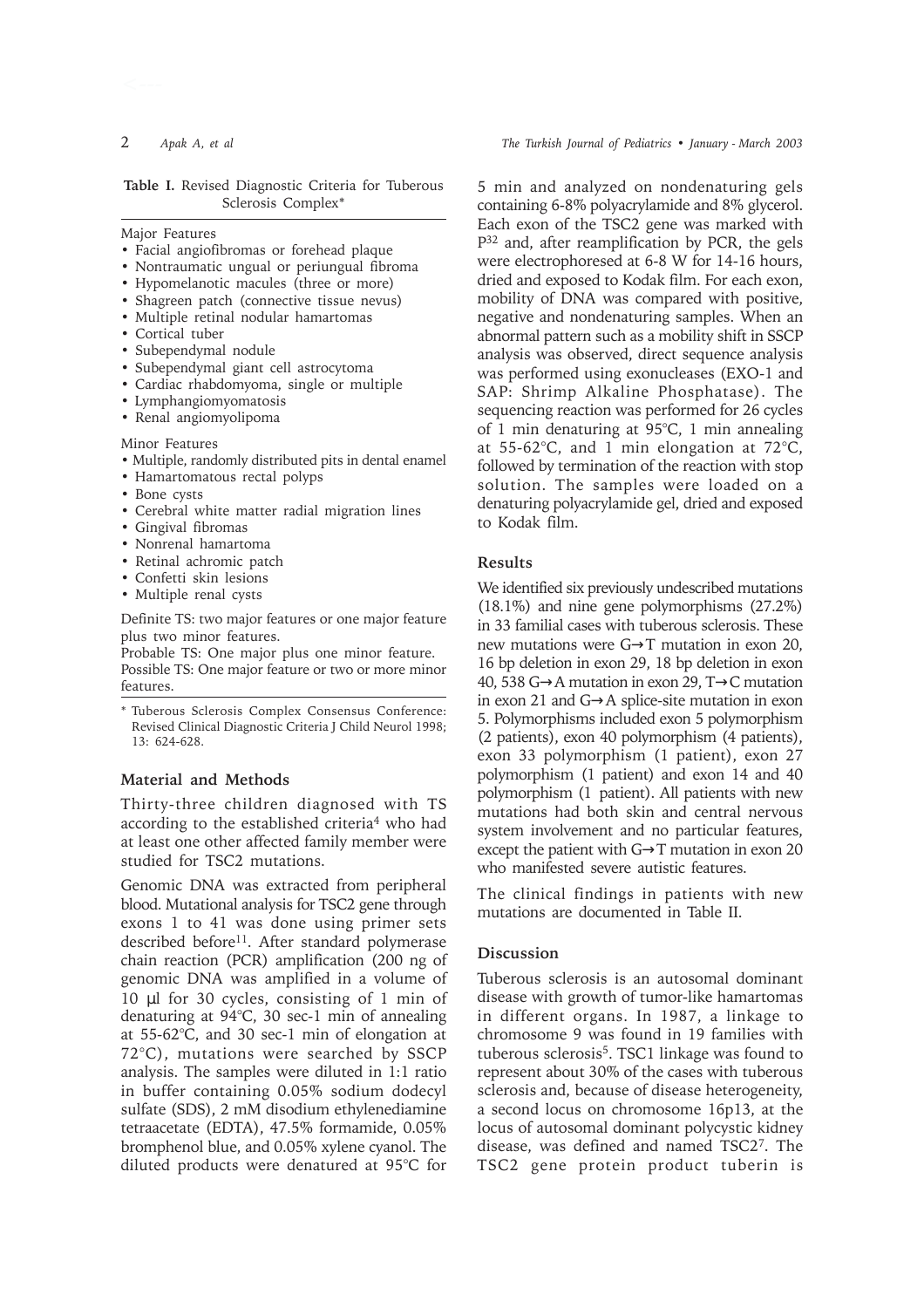**Table I.** Revised Diagnostic Criteria for Tuberous Sclerosis Complex*

Major Features

- Facial angiofibromas or forehead plaque
- Nontraumatic ungual or periungual fibroma
- Hypomelanotic macules (three or more)
- Shagreen patch (connective tissue nevus)
- Multiple retinal nodular hamartomas
- Cortical tuber
- Subependymal nodule
- Subependymal giant cell astrocytoma
- Cardiac rhabdomyoma, single or multiple
- Lymphangiomyomatosis
- Renal angiomyolipoma

Minor Features

- Multiple, randomly distributed pits in dental enamel
- Hamartomatous rectal polyps
- Bone cysts
- Cerebral white matter radial migration lines
- Gingival fibromas
- Nonrenal hamartoma
- Retinal achromic patch
- Confetti skin lesions
- Multiple renal cysts

Definite TS: two major features or one major feature plus two minor features.
Probable TS: One major plus one minor feature.
Possible TS: One major feature or two or more minor features.

\* Tuberous Sclerosis Complex Consensus Conference: Revised Clinical Diagnostic Criteria J Child Neurol 1998; 13: 624-628.

## Material and Methods

Thirty-three children diagnosed with TS according to the established criteria[4] who had at least one other affected family member were studied for TSC2 mutations.

Genomic DNA was extracted from peripheral blood. Mutational analysis for TSC2 gene through exons 1 to 41 was done using primer sets described before[11]. After standard polymerase chain reaction (PCR) amplification (200 ng of genomic DNA was amplified in a volume of 10 μl for 30 cycles, consisting of 1 min of denaturing at 94°C, 30 sec-1 min of annealing at 55-62°C, and 30 sec-1 min of elongation at 72°C), mutations were searched by SSCP analysis. The samples were diluted in 1:1 ratio in buffer containing 0.05% sodium dodecyl sulfate (SDS), 2 mM disodium ethylenediamine tetraacetate (EDTA), 47.5% formamide, 0.05% bromphenol blue, and 0.05% xylene cyanol. The diluted products were denatured at 95°C for 5 min and analyzed on nondenaturing gels containing 6-8% polyacrylamide and 8% glycerol. Each exon of the TSC2 gene was marked with $P^{32}$ and, after reamplification by PCR, the gels were electrophoresed at 6-8 W for 14-16 hours, dried and exposed to Kodak film. For each exon, mobility of DNA was compared with positive, negative and nondenaturing samples. When an abnormal pattern such as a mobility shift in SSCP analysis was observed, direct sequence analysis was performed using exonucleases (EXO-1 and SAP: Shrimp Alkaline Phosphatase). The sequencing reaction was performed for 26 cycles of 1 min denaturing at 95°C, 1 min annealing at 55-62°C, and 1 min elongation at 72°C, followed by termination of the reaction with stop solution. The samples were loaded on a denaturing polyacrylamide gel, dried and exposed to Kodak film.

## Results

We identified six previously undescribed mutations (18.1%) and nine gene polymorphisms (27.2%) in 33 familial cases with tuberous sclerosis. These new mutations were G→T mutation in exon 20, 16 bp deletion in exon 29, 18 bp deletion in exon 40, 538 G→A mutation in exon 29, T→C mutation in exon 21 and G→A splice-site mutation in exon 5. Polymorphisms included exon 5 polymorphism (2 patients), exon 40 polymorphism (4 patients), exon 33 polymorphism (1 patient), exon 27 polymorphism (1 patient) and exon 14 and 40 polymorphism (1 patient). All patients with new mutations had both skin and central nervous system involvement and no particular features, except the patient with G→T mutation in exon 20 who manifested severe autistic features.

The clinical findings in patients with new mutations are documented in Table II.

## Discussion

Tuberous sclerosis is an autosomal dominant disease with growth of tumor-like hamartomas in different organs. In 1987, a linkage to chromosome 9 was found in 19 families with tuberous sclerosis[5]. TSC1 linkage was found to represent about 30% of the cases with tuberous sclerosis and, because of disease heterogeneity, a second locus on chromosome 16p13, at the locus of autosomal dominant polycystic kidney disease, was defined and named TSC2[7]. The TSC2 gene protein product tuberin is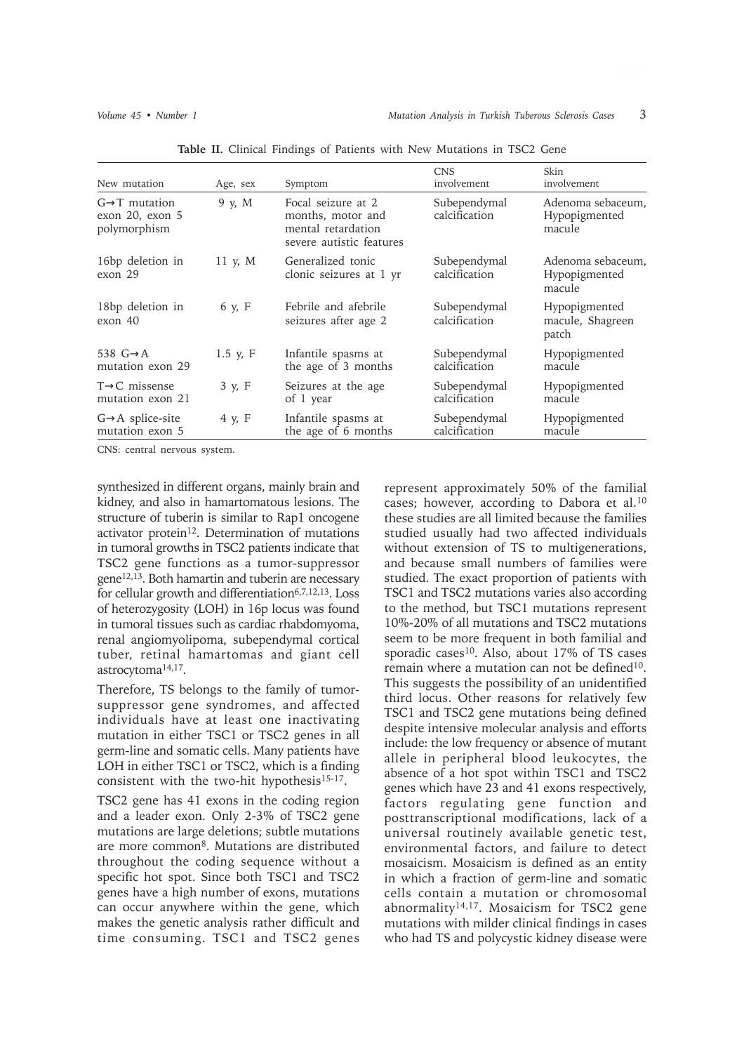**Table II.** Clinical Findings of Patients with New Mutations in TSC2 Gene

| New mutation | Age, sex | Symptom | CNS involvement | Skin involvement |
| --- | --- | --- | --- | --- |
| G→T mutation exon 20, exon 5 polymorphism | 9 y, M | Focal seizure at 2 months, motor and mental retardation severe autistic features | Subependymal calcification | Adenoma sebaceum, Hypopigmented macule |
| 16bp deletion in exon 29 | 11 y, M | Generalized tonic clonic seizures at 1 yr | Subependymal calcification | Adenoma sebaceum, Hypopigmented macule |
| 18bp deletion in exon 40 | 6 y, F | Febrile and afebrile seizures after age 2 | Subependymal calcification | Hypopigmented macule, Shagreen patch |
| 538 G→A mutation exon 29 | 1.5 y, F | Infantile spasms at the age of 3 months | Subependymal calcification | Hypopigmented macule |
| T→C missense mutation exon 21 | 3 y, F | Seizures at the age of 1 year | Subependymal calcification | Hypopigmented macule |
| G→A splice-site mutation exon 5 | 4 y, F | Infantile spasms at the age of 6 months | Subependymal calcification | Hypopigmented macule |

CNS: central nervous system.

synthesized in different organs, mainly brain and kidney, and also in hamartomatous lesions. The structure of tuberin is similar to Rap1 oncogene activator protein[12]. Determination of mutations in tumoral growths in TSC2 patients indicate that TSC2 gene functions as a tumor-suppressor gene[12,13]. Both hamartin and tuberin are necessary for cellular growth and differentiation[6,7,12,13]. Loss of heterozygosity (LOH) in 16p locus was found in tumoral tissues such as cardiac rhabdomyoma, renal angiomyolipoma, subependymal cortical tuber, retinal hamartomas and giant cell astrocytoma[14,17].

Therefore, TS belongs to the family of tumor-suppressor gene syndromes, and affected individuals have at least one inactivating mutation in either TSC1 or TSC2 genes in all germ-line and somatic cells. Many patients have LOH in either TSC1 or TSC2, which is a finding consistent with the two-hit hypothesis[15-17].

TSC2 gene has 41 exons in the coding region and a leader exon. Only 2-3% of TSC2 gene mutations are large deletions; subtle mutations are more common[8]. Mutations are distributed throughout the coding sequence without a specific hot spot. Since both TSC1 and TSC2 genes have a high number of exons, mutations can occur anywhere within the gene, which makes the genetic analysis rather difficult and time consuming. TSC1 and TSC2 genes represent approximately 50% of the familial cases; however, according to Dabora et al.[10] these studies are all limited because the families studied usually had two affected individuals without extension of TS to multigenerations, and because small numbers of families were studied. The exact proportion of patients with TSC1 and TSC2 mutations varies also according to the method, but TSC1 mutations represent 10%-20% of all mutations and TSC2 mutations seem to be more frequent in both familial and sporadic cases[10]. Also, about 17% of TS cases remain where a mutation can not be defined[10]. This suggests the possibility of an unidentified third locus. Other reasons for relatively few TSC1 and TSC2 gene mutations being defined despite intensive molecular analysis and efforts include: the low frequency or absence of mutant allele in peripheral blood leukocytes, the absence of a hot spot within TSC1 and TSC2 genes which have 23 and 41 exons respectively, factors regulating gene function and posttranscriptional modifications, lack of a universal routinely available genetic test, environmental factors, and failure to detect mosaicism. Mosaicism is defined as an entity in which a fraction of germ-line and somatic cells contain a mutation or chromosomal abnormality[14,17]. Mosaicism for TSC2 gene mutations with milder clinical findings in cases who had TS and polycystic kidney disease were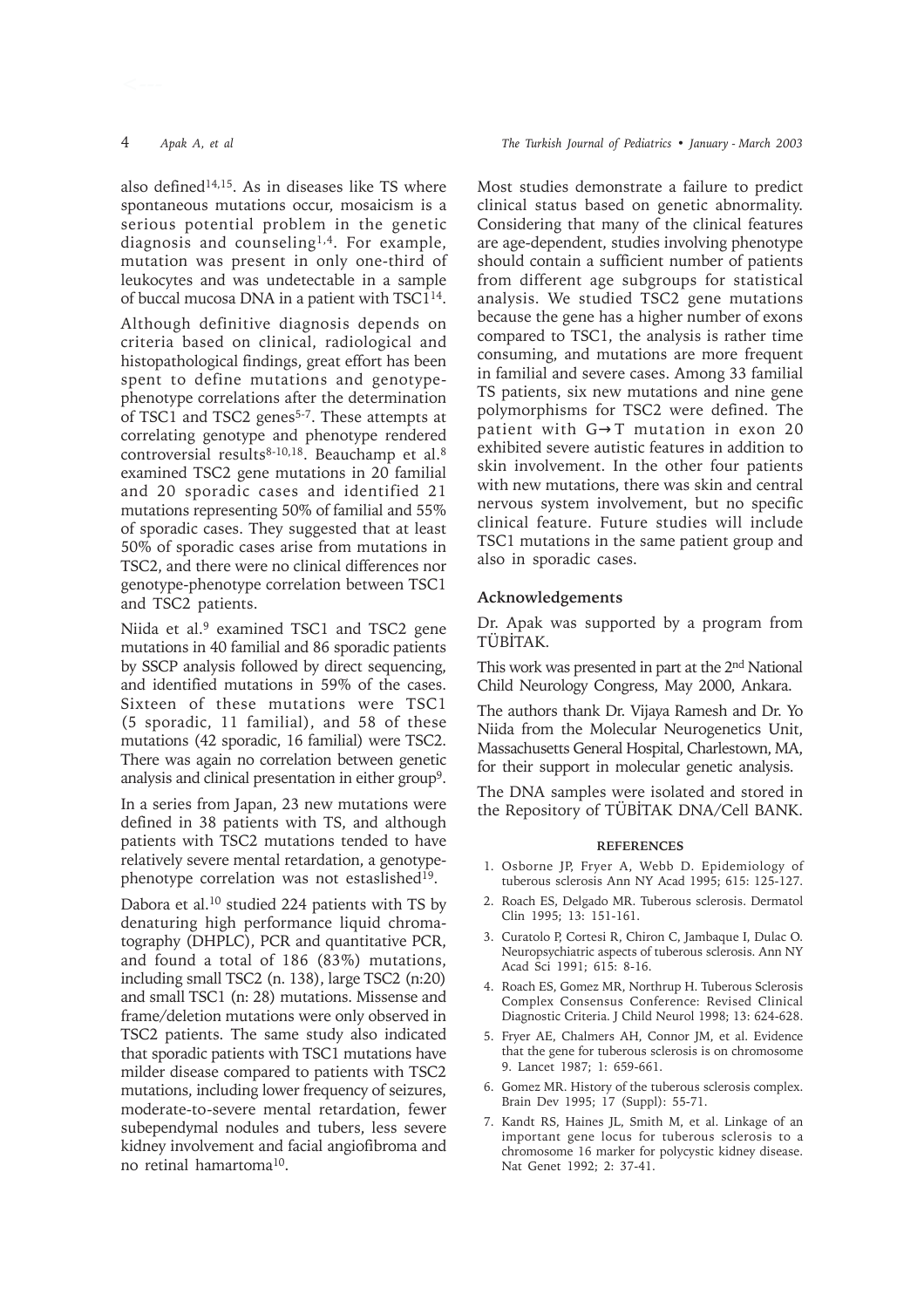also defined[14,15]. As in diseases like TS where spontaneous mutations occur, mosaicism is a serious potential problem in the genetic diagnosis and counseling[1,4]. For example, mutation was present in only one-third of leukocytes and was undetectable in a sample of buccal mucosa DNA in a patient with TSC1[14].

Although definitive diagnosis depends on criteria based on clinical, radiological and histopathological findings, great effort has been spent to define mutations and genotype-phenotype correlations after the determination of TSC1 and TSC2 genes[5-7]. These attempts at correlating genotype and phenotype rendered controversial results[8-10,18]. Beauchamp et al.[8] examined TSC2 gene mutations in 20 familial and 20 sporadic cases and identified 21 mutations representing 50% of familial and 55% of sporadic cases. They suggested that at least 50% of sporadic cases arise from mutations in TSC2, and there were no clinical differences nor genotype-phenotype correlation between TSC1 and TSC2 patients.

Niida et al.[9] examined TSC1 and TSC2 gene mutations in 40 familial and 86 sporadic patients by SSCP analysis followed by direct sequencing, and identified mutations in 59% of the cases. Sixteen of these mutations were TSC1 (5 sporadic, 11 familial), and 58 of these mutations (42 sporadic, 16 familial) were TSC2. There was again no correlation between genetic analysis and clinical presentation in either group[9].

In a series from Japan, 23 new mutations were defined in 38 patients with TS, and although patients with TSC2 mutations tended to have relatively severe mental retardation, a genotype-phenotype correlation was not estaslished[19].

Dabora et al.[10] studied 224 patients with TS by denaturing high performance liquid chromatography (DHPLC), PCR and quantitative PCR, and found a total of 186 (83%) mutations, including small TSC2 (n. 138), large TSC2 (n:20) and small TSC1 (n: 28) mutations. Missense and frame/deletion mutations were only observed in TSC2 patients. The same study also indicated that sporadic patients with TSC1 mutations have milder disease compared to patients with TSC2 mutations, including lower frequency of seizures, moderate-to-severe mental retardation, fewer subependymal nodules and tubers, less severe kidney involvement and facial angiofibroma and no retinal hamartoma[10].

Most studies demonstrate a failure to predict clinical status based on genetic abnormality. Considering that many of the clinical features are age-dependent, studies involving phenotype should contain a sufficient number of patients from different age subgroups for statistical analysis. We studied TSC2 gene mutations because the gene has a higher number of exons compared to TSC1, the analysis is rather time consuming, and mutations are more frequent in familial and severe cases. Among 33 familial TS patients, six new mutations and nine gene polymorphisms for TSC2 were defined. The patient with G→T mutation in exon 20 exhibited severe autistic features in addition to skin involvement. In the other four patients with new mutations, there was skin and central nervous system involvement, but no specific clinical feature. Future studies will include TSC1 mutations in the same patient group and also in sporadic cases.

## Acknowledgements

Dr. Apak was supported by a program from TÜBİTAK.

This work was presented in part at the 2nd National Child Neurology Congress, May 2000, Ankara.

The authors thank Dr. Vijaya Ramesh and Dr. Yo Niida from the Molecular Neurogenetics Unit, Massachusetts General Hospital, Charlestown, MA, for their support in molecular genetic analysis.

The DNA samples were isolated and stored in the Repository of TÜBİTAK DNA/Cell BANK.

## REFERENCES

1. Osborne JP, Fryer A, Webb D. Epidemiology of tuberous sclerosis Ann NY Acad 1995; 615: 125-127.
2. Roach ES, Delgado MR. Tuberous sclerosis. Dermatol Clin 1995; 13: 151-161.
3. Curatolo P, Cortesi R, Chiron C, Jambaque I, Dulac O. Neuropsychiatric aspects of tuberous sclerosis. Ann NY Acad Sci 1991; 615: 8-16.
4. Roach ES, Gomez MR, Northrup H. Tuberous Sclerosis Complex Consensus Conference: Revised Clinical Diagnostic Criteria. J Child Neurol 1998; 13: 624-628.
5. Fryer AE, Chalmers AH, Connor JM, et al. Evidence that the gene for tuberous sclerosis is on chromosome 9. Lancet 1987; 1: 659-661.
6. Gomez MR. History of the tuberous sclerosis complex. Brain Dev 1995; 17 (Suppl): 55-71.
7. Kandt RS, Haines JL, Smith M, et al. Linkage of an important gene locus for tuberous sclerosis to a chromosome 16 marker for polycystic kidney disease. Nat Genet 1992; 2: 37-41.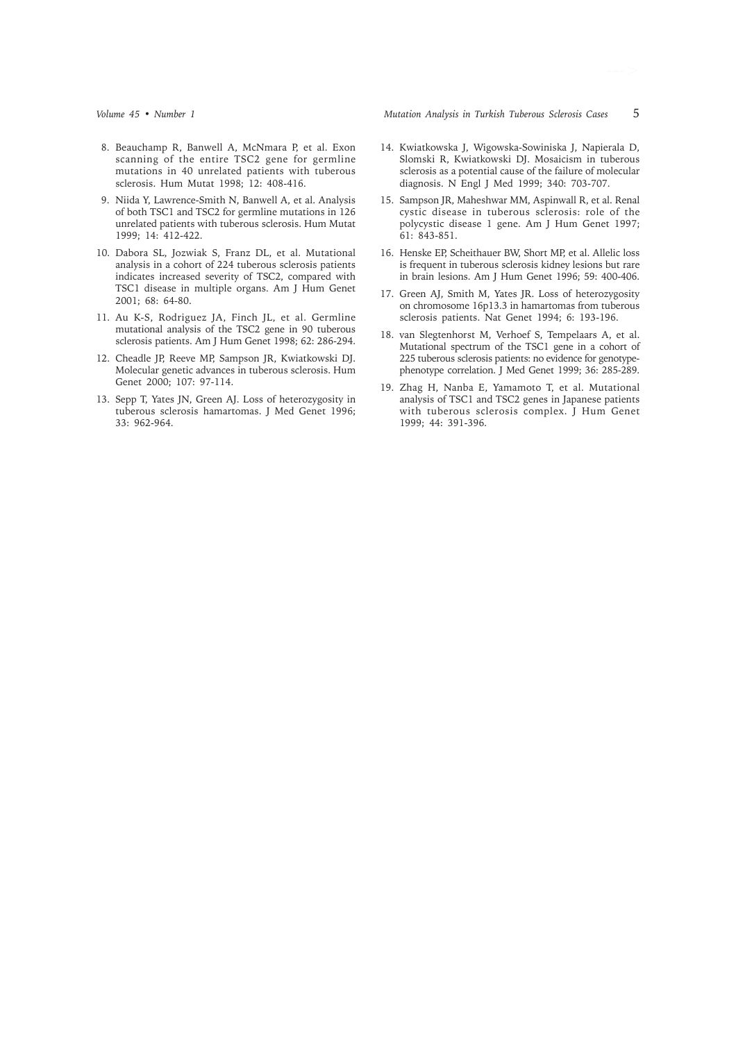8. Beauchamp R, Banwell A, McNmara P, et al. Exon scanning of the entire TSC2 gene for germline mutations in 40 unrelated patients with tuberous sclerosis. Hum Mutat 1998; 12: 408-416.
9. Niida Y, Lawrence-Smith N, Banwell A, et al. Analysis of both TSC1 and TSC2 for germline mutations in 126 unrelated patients with tuberous sclerosis. Hum Mutat 1999; 14: 412-422.
10. Dabora SL, Jozwiak S, Franz DL, et al. Mutational analysis in a cohort of 224 tuberous sclerosis patients indicates increased severity of TSC2, compared with TSC1 disease in multiple organs. Am J Hum Genet 2001; 68: 64-80.
11. Au K-S, Rodriguez JA, Finch JL, et al. Germline mutational analysis of the TSC2 gene in 90 tuberous sclerosis patients. Am J Hum Genet 1998; 62: 286-294.
12. Cheadle JP, Reeve MP, Sampson JR, Kwiatkowski DJ. Molecular genetic advances in tuberous sclerosis. Hum Genet 2000; 107: 97-114.
13. Sepp T, Yates JN, Green AJ. Loss of heterozygosity in tuberous sclerosis hamartomas. J Med Genet 1996; 33: 962-964.
14. Kwiatkowska J, Wigowska-Sowiniska J, Napierala D, Slomski R, Kwiatkowski DJ. Mosaicism in tuberous sclerosis as a potential cause of the failure of molecular diagnosis. N Engl J Med 1999; 340: 703-707.
15. Sampson JR, Maheshwar MM, Aspinwall R, et al. Renal cystic disease in tuberous sclerosis: role of the polycystic disease 1 gene. Am J Hum Genet 1997; 61: 843-851.
16. Henske EP, Scheithauer BW, Short MP, et al. Allelic loss is frequent in tuberous sclerosis kidney lesions but rare in brain lesions. Am J Hum Genet 1996; 59: 400-406.
17. Green AJ, Smith M, Yates JR. Loss of heterozygosity on chromosome 16p13.3 in hamartomas from tuberous sclerosis patients. Nat Genet 1994; 6: 193-196.
18. van Slegtenhorst M, Verhoef S, Tempelaars A, et al. Mutational spectrum of the TSC1 gene in a cohort of 225 tuberous sclerosis patients: no evidence for genotype-phenotype correlation. J Med Genet 1999; 36: 285-289.
19. Zhag H, Nanba E, Yamamoto T, et al. Mutational analysis of TSC1 and TSC2 genes in Japanese patients with tuberous sclerosis complex. J Hum Genet 1999; 44: 391-396.